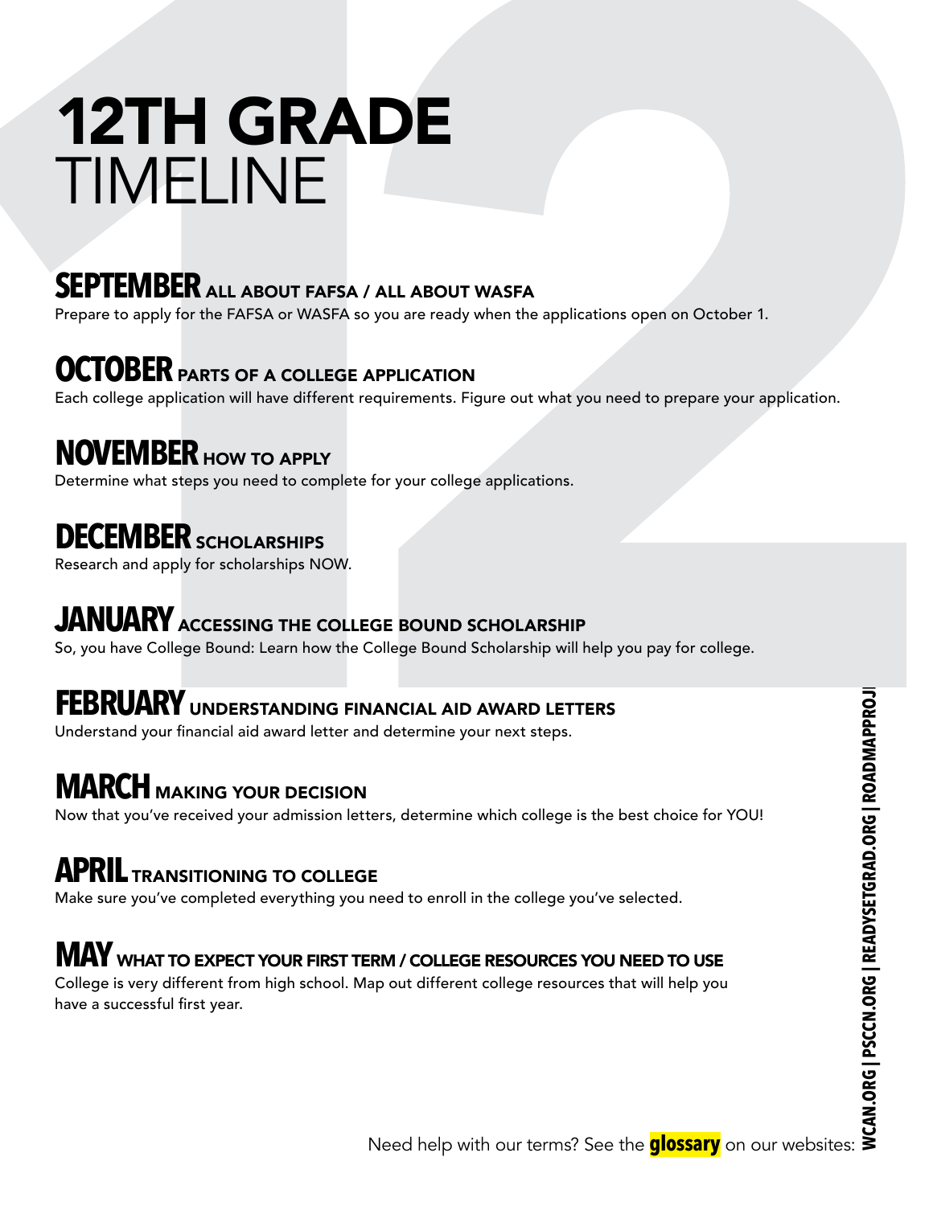# 12TH GRADE TIMELINE

## SEPTEMBER ALL ABOUT FAFSA / ALL ABOUT WASFA

Prepare to apply for the FAFSA or WASFA so you are ready when the applications open on October 1.

## OCTOBER PARTS OF A COLLEGE APPLICATION

Each college application will have different requirements. Figure out what you need to prepare your application.

## NOVEMBER HOW TO APPLY

Determine what steps you need to complete for your college applications.

## DECEMBER SCHOLARSHIPS

Research and apply for scholarships NOW.

## JANUARY ACCESSING THE COLLEGE BOUND SCHOLARSHIP

So, you have College Bound: Learn how the College Bound Scholarship will help you pay for college.

## FEBRUARY UNDERSTANDING FINANCIAL AID AWARD LETTERS

Understand your financial aid award letter and determine your next steps.

## MARCH MAKING YOUR DECISION

Now that you've received your admission letters, determine which college is the best choice for YOU!

## APRIL TRANSITIONING TO COLLEGE

Make sure you've completed everything you need to enroll in the college you've selected.

## MAY WHAT TO EXPECT YOUR FIRST TERM / COLLEGE RESOURCES YOU NEED TO USE

College is very different from high school. Map out different college resources that will help you have a successful first year.

Need help with our terms? See the **glossary** on our websites: WCAN.ORG | PSCCN.ORG | READYSETGRAD.ORG | ROADMAPPROJ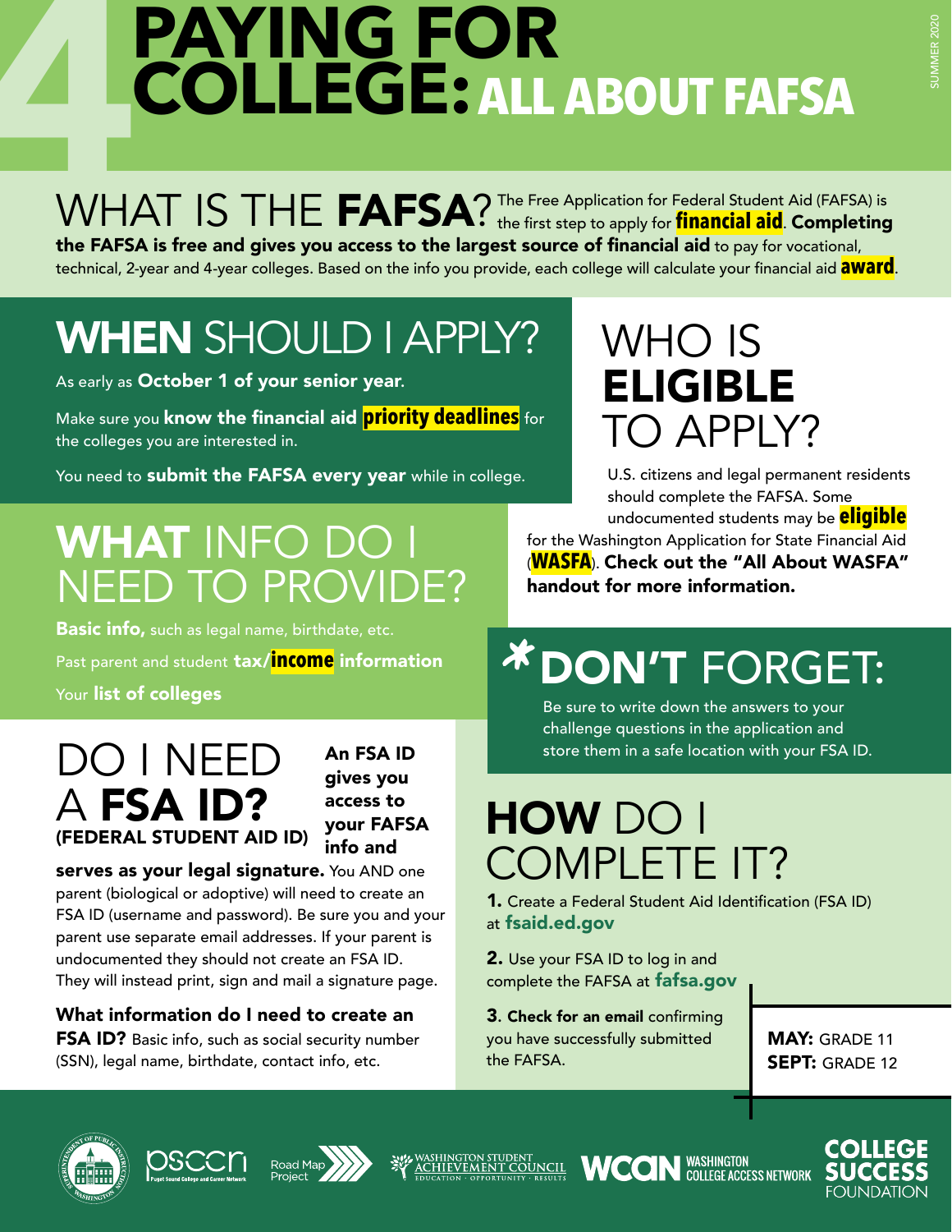# 4 PAYING FOR COLLEGE: ALL ABOUT FAFSA

SUMMER 2020

## WHAT IS THE FAFSA?

The Free Application for Federal Student Aid (FAFSA) is the first step to apply for **financial aid**. **Completing the FAFSA is free and gives you access to the largest source of financial aid** to pay for vocational, technical, 2-year and 4-year colleges. Based on the info you provide, each college will calculate your financial aid **award**.

## WHEN SHOULD I APPLY?

As early as **October 1 of your senior year**.

Make sure you **know the financial aid priority deadlines** for the colleges you are interested in.

You need to **submit the FAFSA every year** while in college.

## WHO IS ELIGIBLE TO APPLY?

U.S. citizens and legal permanent residents should complete the FAFSA. Some undocumented students may be **eligible** for the Washington Application for State Financial Aid (**WASFA**). **Check out the "All About WASFA" handout for more information.**

## WHAT INFO DO I NEED TO PROVIDE?

**Basic info,** such as legal name, birthdate, etc.

Past parent and student **tax/income information**

Your **list of colleges**

## *DON'T FORGET:

Be sure to write down the answers to your challenge questions in the application and store them in a safe location with your FSA ID.

## DO I NEED A FSA ID? (FEDERAL STUDENT AID ID)

**An FSA ID gives you access to your FAFSA info and serves as your legal signature.** You AND one parent (biological or adoptive) will need to create an FSA ID (username and password). Be sure you and your parent use separate email addresses. If your parent is undocumented they should not create an FSA ID. They will instead print, sign and mail a signature page.

**What information do I need to create an FSA ID?** Basic info, such as social security number (SSN), legal name, birthdate, contact info, etc.

## HOW DO I COMPLETE IT?

**1.** Create a Federal Student Aid Identification (FSA ID) at **fsaid.ed.gov**

**2.** Use your FSA ID to log in and complete the FAFSA at **fafsa.gov**

**3. Check for an email** confirming you have successfully submitted the FAFSA.

**MAY:** GRADE 11
**SEPT:** GRADE 12

Superintendent of Public Instruction Washington · PSCCN Puget Sound College and Career Network · Road Map Project · Washington Student Achievement Council (Education · Opportunity · Results) · WCAN Washington College Access Network · College Success Foundation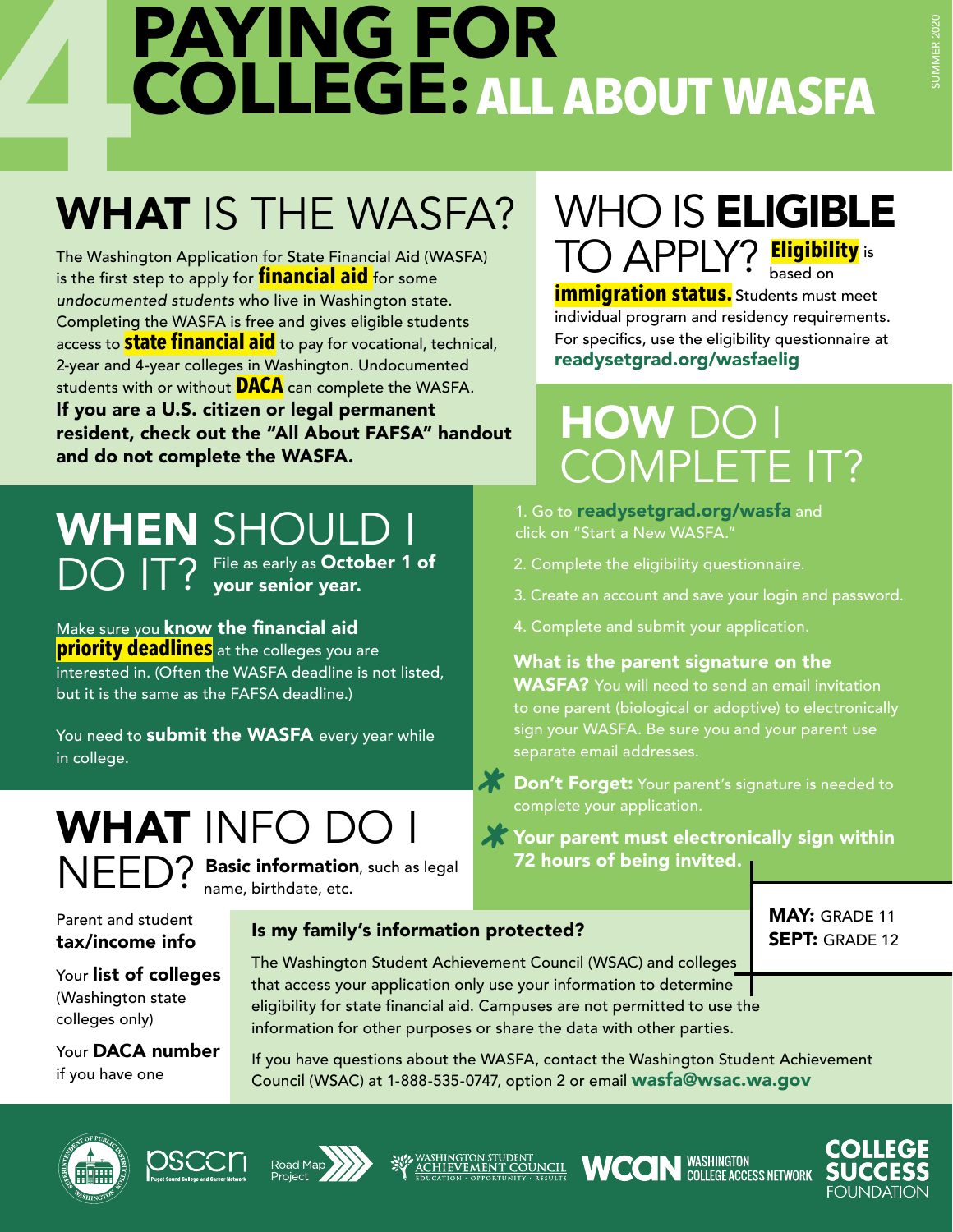# 4 PAYING FOR COLLEGE: ALL ABOUT WASFA

SUMMER 2020

## WHAT IS THE WASFA?

The Washington Application for State Financial Aid (WASFA) is the first step to apply for **financial aid** for some *undocumented students* who live in Washington state. Completing the WASFA is free and gives eligible students access to **state financial aid** to pay for vocational, technical, 2-year and 4-year colleges in Washington. Undocumented students with or without **DACA** can complete the WASFA.

**If you are a U.S. citizen or legal permanent resident, check out the "All About FAFSA" handout and do not complete the WASFA.**

## WHO IS ELIGIBLE TO APPLY?

**Eligibility** is based on **immigration status.** Students must meet individual program and residency requirements. For specifics, use the eligibility questionnaire at **readysetgrad.org/wasfaelig**

## WHEN SHOULD I DO IT?

File as early as **October 1 of your senior year.**

Make sure you **know the financial aid priority deadlines** at the colleges you are interested in. (Often the WASFA deadline is not listed, but it is the same as the FAFSA deadline.)

You need to **submit the WASFA** every year while in college.

## HOW DO I COMPLETE IT?

1. Go to **readysetgrad.org/wasfa** and click on "Start a New WASFA."
2. Complete the eligibility questionnaire.
3. Create an account and save your login and password.
4. Complete and submit your application.

**What is the parent signature on the WASFA?** You will need to send an email invitation to one parent (biological or adoptive) to electronically sign your WASFA. Be sure you and your parent use separate email addresses.

* **Don't Forget:** Your parent's signature is needed to complete your application.
* **Your parent must electronically sign within 72 hours of being invited.**

**MAY:** GRADE 11
**SEPT:** GRADE 12

## WHAT INFO DO I NEED?

**Basic information**, such as legal name, birthdate, etc.

Parent and student **tax/income info**

Your **list of colleges** (Washington state colleges only)

Your **DACA number** if you have one

### Is my family's information protected?

The Washington Student Achievement Council (WSAC) and colleges that access your application only use your information to determine eligibility for state financial aid. Campuses are not permitted to use the information for other purposes or share the data with other parties.

If you have questions about the WASFA, contact the Washington Student Achievement Council (WSAC) at 1-888-535-0747, option 2 or email **wasfa@wsac.wa.gov**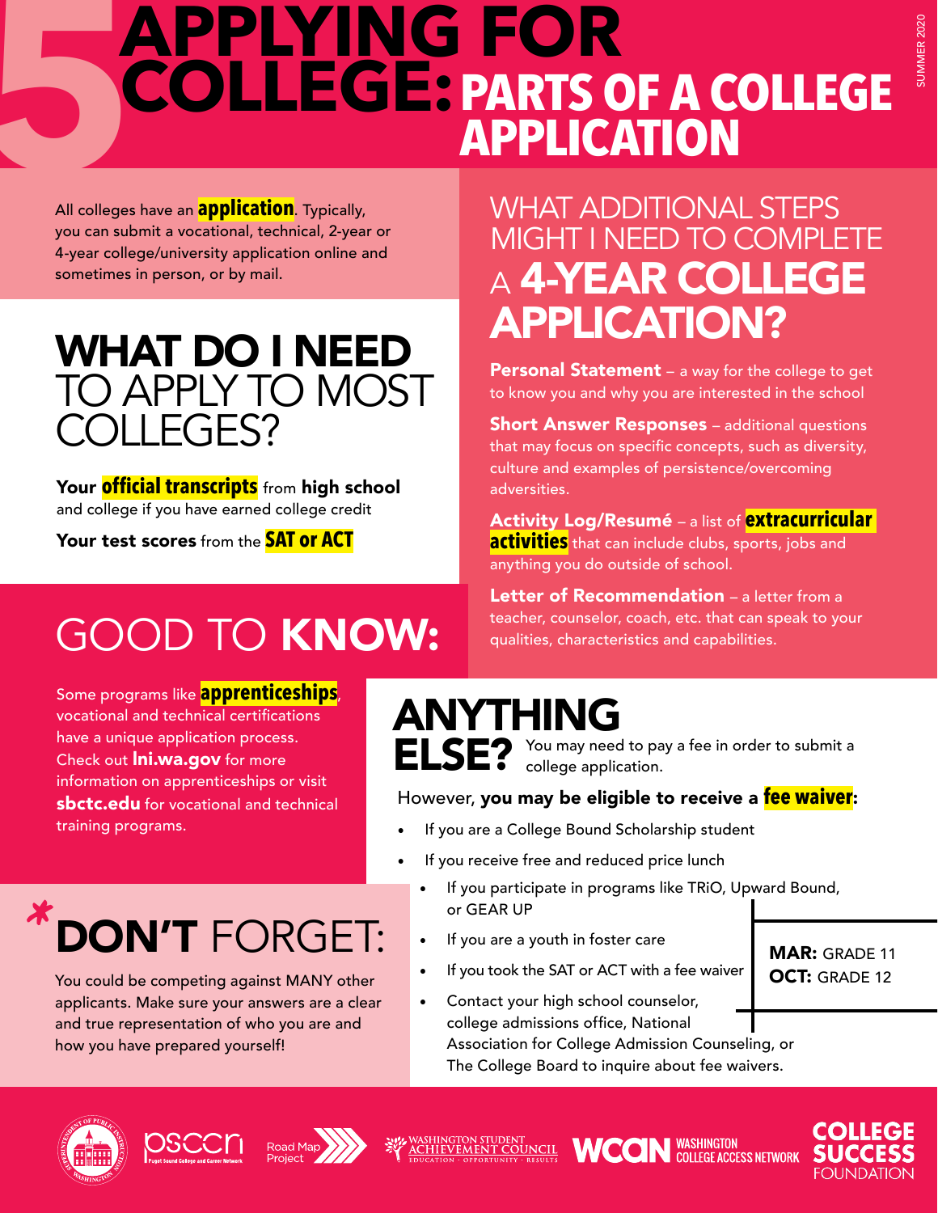# 5 APPLYING FOR COLLEGE: PARTS OF A COLLEGE APPLICATION

SUMMER 2020

All colleges have an **application**. Typically, you can submit a vocational, technical, 2-year or 4-year college/university application online and sometimes in person, or by mail.

## WHAT DO I NEED TO APPLY TO MOST COLLEGES?

**Your official transcripts** from **high school** and college if you have earned college credit

**Your test scores** from the **SAT or ACT**

## GOOD TO KNOW:

Some programs like **apprenticeships**, vocational and technical certifications have a unique application process. Check out **lni.wa.gov** for more information on apprenticeships or visit **sbctc.edu** for vocational and technical training programs.

## *DON'T FORGET:

You could be competing against MANY other applicants. Make sure your answers are a clear and true representation of who you are and how you have prepared yourself!

## WHAT ADDITIONAL STEPS MIGHT I NEED TO COMPLETE A 4-YEAR COLLEGE APPLICATION?

**Personal Statement** – a way for the college to get to know you and why you are interested in the school

**Short Answer Responses** – additional questions that may focus on specific concepts, such as diversity, culture and examples of persistence/overcoming adversities.

**Activity Log/Resumé** – a list of **extracurricular activities** that can include clubs, sports, jobs and anything you do outside of school.

**Letter of Recommendation** – a letter from a teacher, counselor, coach, etc. that can speak to your qualities, characteristics and capabilities.

## ANYTHING ELSE?

You may need to pay a fee in order to submit a college application.

However, **you may be eligible to receive a fee waiver**:

- If you are a College Bound Scholarship student
- If you receive free and reduced price lunch
- If you participate in programs like TRiO, Upward Bound, or GEAR UP
- If you are a youth in foster care
- If you took the SAT or ACT with a fee waiver
- Contact your high school counselor, college admissions office, National Association for College Admission Counseling, or The College Board to inquire about fee waivers.

**MAR:** GRADE 11
**OCT:** GRADE 12

Superintendent of Public Instruction Washington · PSCCN Puget Sound College and Career Network · Road Map Project · Washington Student Achievement Council · WCAN Washington College Access Network · College Success Foundation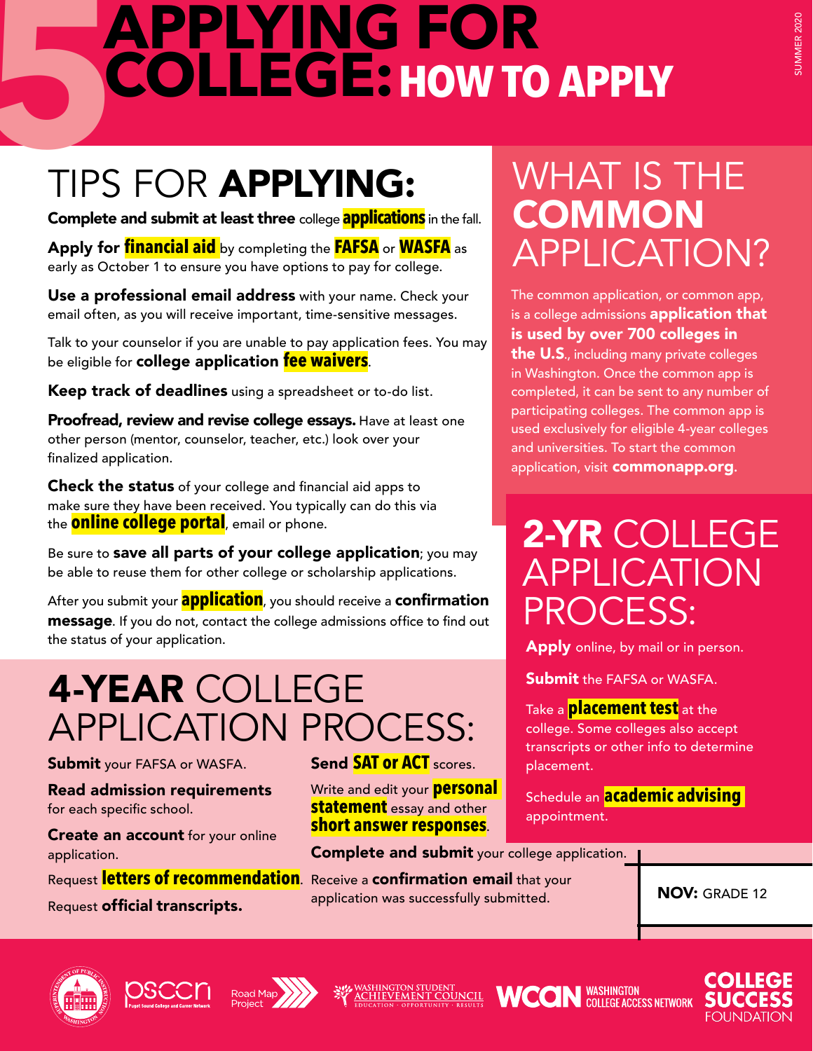# 5 APPLYING FOR COLLEGE: HOW TO APPLY

SUMMER 2020

## TIPS FOR APPLYING:

**Complete and submit at least three** college **applications** in the fall.

**Apply for financial aid** by completing the **FAFSA** or **WASFA** as early as October 1 to ensure you have options to pay for college.

**Use a professional email address** with your name. Check your email often, as you will receive important, time-sensitive messages.

Talk to your counselor if you are unable to pay application fees. You may be eligible for **college application fee waivers**.

**Keep track of deadlines** using a spreadsheet or to-do list.

**Proofread, review and revise college essays.** Have at least one other person (mentor, counselor, teacher, etc.) look over your finalized application.

**Check the status** of your college and financial aid apps to make sure they have been received. You typically can do this via the **online college portal**, email or phone.

Be sure to **save all parts of your college application**; you may be able to reuse them for other college or scholarship applications.

After you submit your **application**, you should receive a **confirmation message**. If you do not, contact the college admissions office to find out the status of your application.

## 4-YEAR COLLEGE APPLICATION PROCESS:

**Submit** your FAFSA or WASFA.

**Read admission requirements** for each specific school.

**Create an account** for your online application.

Request **letters of recommendation**.

Request **official transcripts.**

**Send SAT or ACT** scores.

Write and edit your **personal statement** essay and other **short answer responses**.

**Complete and submit** your college application.

Receive a **confirmation email** that your application was successfully submitted.

## WHAT IS THE COMMON APPLICATION?

The common application, or common app, is a college admissions **application that is used by over 700 colleges in the U.S.**, including many private colleges in Washington. Once the common app is completed, it can be sent to any number of participating colleges. The common app is used exclusively for eligible 4-year colleges and universities. To start the common application, visit **commonapp.org**.

## 2-YR COLLEGE APPLICATION PROCESS:

**Apply** online, by mail or in person.

**Submit** the FAFSA or WASFA.

Take a **placement test** at the college. Some colleges also accept transcripts or other info to determine placement.

Schedule an **academic advising** appointment.

**NOV:** GRADE 12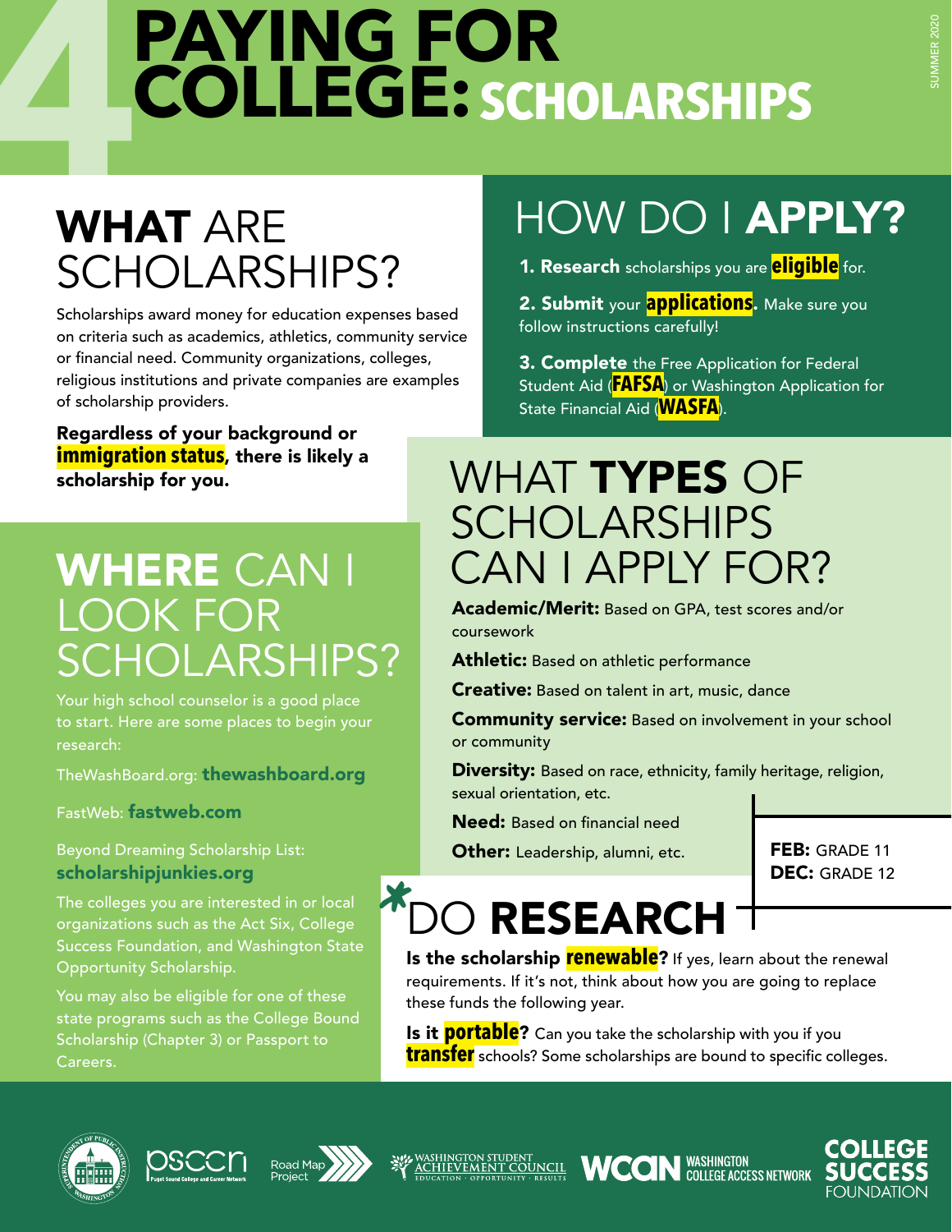# 4 PAYING FOR COLLEGE: SCHOLARSHIPS

SUMMER 2020

## WHAT ARE SCHOLARSHIPS?

Scholarships award money for education expenses based on criteria such as academics, athletics, community service or financial need. Community organizations, colleges, religious institutions and private companies are examples of scholarship providers.

**Regardless of your background or immigration status, there is likely a scholarship for you.**

## HOW DO I APPLY?

1. **Research** scholarships you are **eligible** for.
2. **Submit** your **applications**. Make sure you follow instructions carefully!
3. **Complete** the Free Application for Federal Student Aid (**FAFSA**) or Washington Application for State Financial Aid (**WASFA**).

## WHERE CAN I LOOK FOR SCHOLARSHIPS?

Your high school counselor is a good place to start. Here are some places to begin your research:

TheWashBoard.org: **thewashboard.org**

FastWeb: **fastweb.com**

Beyond Dreaming Scholarship List: **scholarshipjunkies.org**

The colleges you are interested in or local organizations such as the Act Six, College Success Foundation, and Washington State Opportunity Scholarship.

You may also be eligible for one of these state programs such as the College Bound Scholarship (Chapter 3) or Passport to Careers.

## WHAT TYPES OF SCHOLARSHIPS CAN I APPLY FOR?

**Academic/Merit:** Based on GPA, test scores and/or coursework

**Athletic:** Based on athletic performance

**Creative:** Based on talent in art, music, dance

**Community service:** Based on involvement in your school or community

**Diversity:** Based on race, ethnicity, family heritage, religion, sexual orientation, etc.

**Need:** Based on financial need

**Other:** Leadership, alumni, etc.

**FEB:** GRADE 11
**DEC:** GRADE 12

## *DO RESEARCH

**Is the scholarship renewable?** If yes, learn about the renewal requirements. If it's not, think about how you are going to replace these funds the following year.

**Is it portable?** Can you take the scholarship with you if you **transfer** schools? Some scholarships are bound to specific colleges.

PSCCN Puget Sound College and Career Network · Road Map Project · Washington Student Achievement Council · WCAN Washington College Access Network · College Success Foundation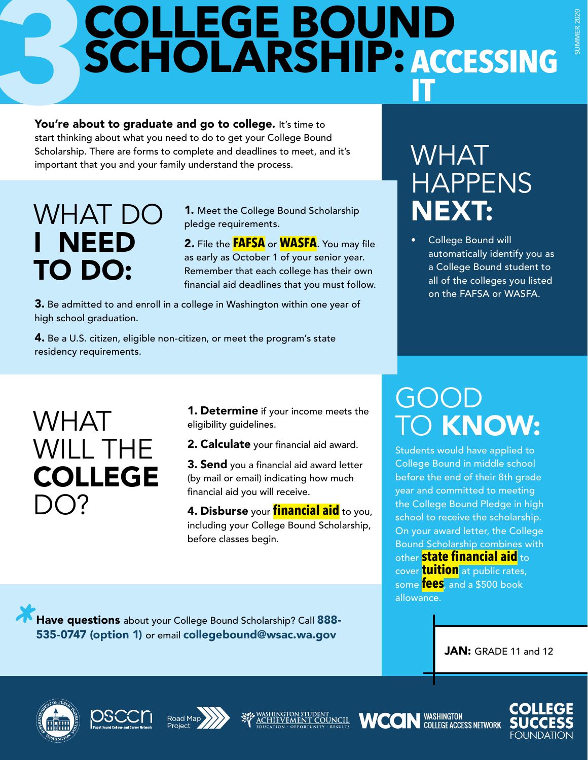# 3 COLLEGE BOUND SCHOLARSHIP: ACCESSING IT

SUMMER 2020

**You're about to graduate and go to college.** It's time to start thinking about what you need to do to get your College Bound Scholarship. There are forms to complete and deadlines to meet, and it's important that you and your family understand the process.

## WHAT DO I NEED TO DO:

**1.** Meet the College Bound Scholarship pledge requirements.

**2.** File the **FAFSA** or **WASFA**. You may file as early as October 1 of your senior year. Remember that each college has their own financial aid deadlines that you must follow.

**3.** Be admitted to and enroll in a college in Washington within one year of high school graduation.

**4.** Be a U.S. citizen, eligible non-citizen, or meet the program's state residency requirements.

## WHAT HAPPENS NEXT:

- College Bound will automatically identify you as a College Bound student to all of the colleges you listed on the FAFSA or WASFA.

## WHAT WILL THE COLLEGE DO?

**1. Determine** if your income meets the eligibility guidelines.

**2. Calculate** your financial aid award.

**3. Send** you a financial aid award letter (by mail or email) indicating how much financial aid you will receive.

**4. Disburse** your **financial aid** to you, including your College Bound Scholarship, before classes begin.

## GOOD TO KNOW:

Students would have applied to College Bound in middle school before the end of their 8th grade year and committed to meeting the College Bound Pledge in high school to receive the scholarship. On your award letter, the College Bound Scholarship combines with other **state financial aid** to cover **tuition** at public rates, some **fees**, and a $500 book allowance.

*

**Have questions** about your College Bound Scholarship? Call **888-535-0747 (option 1)** or email **collegebound@wsac.wa.gov**

**JAN:** GRADE 11 and 12

Superintendent of Public Instruction Washington | PSCCN Puget Sound College and Career Network | Road Map Project | Washington Student Achievement Council — Education · Opportunity · Results | WCAN Washington College Access Network | College Success Foundation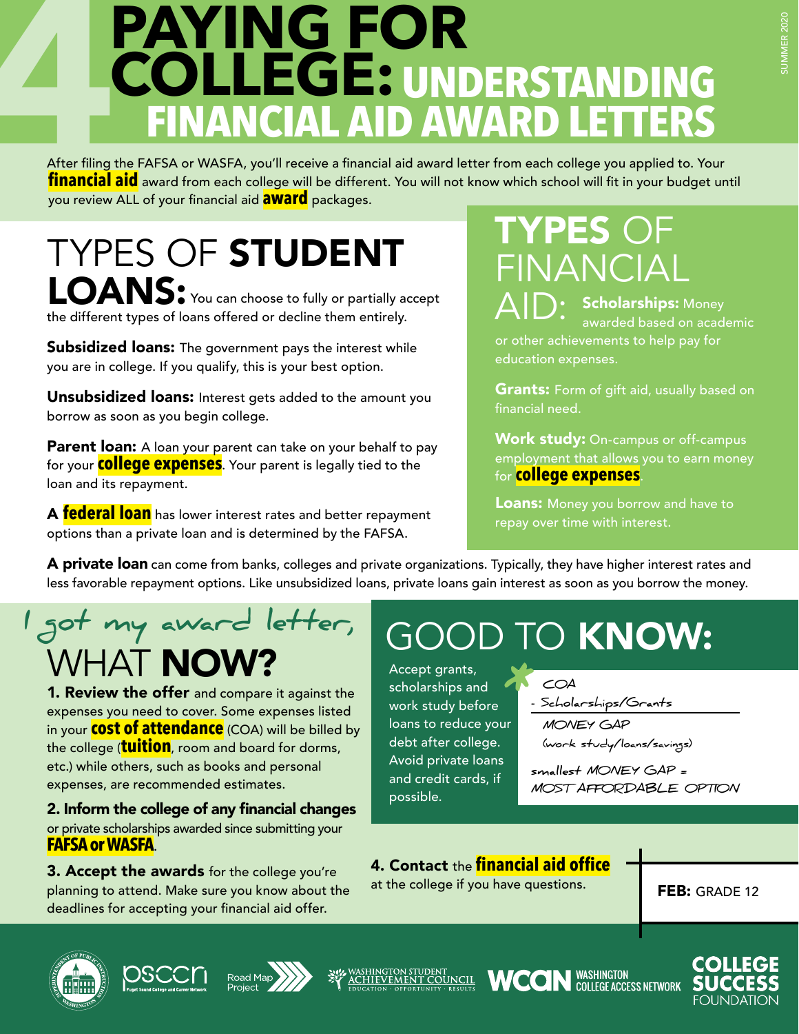# 4 PAYING FOR COLLEGE: UNDERSTANDING FINANCIAL AID AWARD LETTERS

After filing the FAFSA or WASFA, you'll receive a financial aid award letter from each college you applied to. Your **financial aid** award from each college will be different. You will not know which school will fit in your budget until you review ALL of your financial aid **award** packages.

## TYPES OF STUDENT LOANS:

You can choose to fully or partially accept the different types of loans offered or decline them entirely.

**Subsidized loans:** The government pays the interest while you are in college. If you qualify, this is your best option.

**Unsubsidized loans:** Interest gets added to the amount you borrow as soon as you begin college.

**Parent loan:** A loan your parent can take on your behalf to pay for your **college expenses**. Your parent is legally tied to the loan and its repayment.

A **federal loan** has lower interest rates and better repayment options than a private loan and is determined by the FAFSA.

## TYPES OF FINANCIAL AID:

**Scholarships:** Money awarded based on academic or other achievements to help pay for education expenses.

**Grants:** Form of gift aid, usually based on financial need.

**Work study:** On-campus or off-campus employment that allows you to earn money for **college expenses**.

**Loans:** Money you borrow and have to repay over time with interest.

**A private loan** can come from banks, colleges and private organizations. Typically, they have higher interest rates and less favorable repayment options. Like unsubsidized loans, private loans gain interest as soon as you borrow the money.

## I got my award letter, WHAT NOW?

**1. Review the offer** and compare it against the expenses you need to cover. Some expenses listed in your **cost of attendance** (COA) will be billed by the college (**tuition**, room and board for dorms, etc.) while others, such as books and personal expenses, are recommended estimates.

**2. Inform the college of any financial changes** or private scholarships awarded since submitting your **FAFSA or WASFA**.

**3. Accept the awards** for the college you're planning to attend. Make sure you know about the deadlines for accepting your financial aid offer.

**4. Contact** the **financial aid office** at the college if you have questions.

## GOOD TO KNOW:

Accept grants, scholarships and work study before loans to reduce your debt after college. Avoid private loans and credit cards, if possible.

COA
\- Scholarships/Grants
MONEY GAP
(work study/loans/savings)

smallest MONEY GAP = MOST AFFORDABLE OPTION

**FEB:** GRADE 12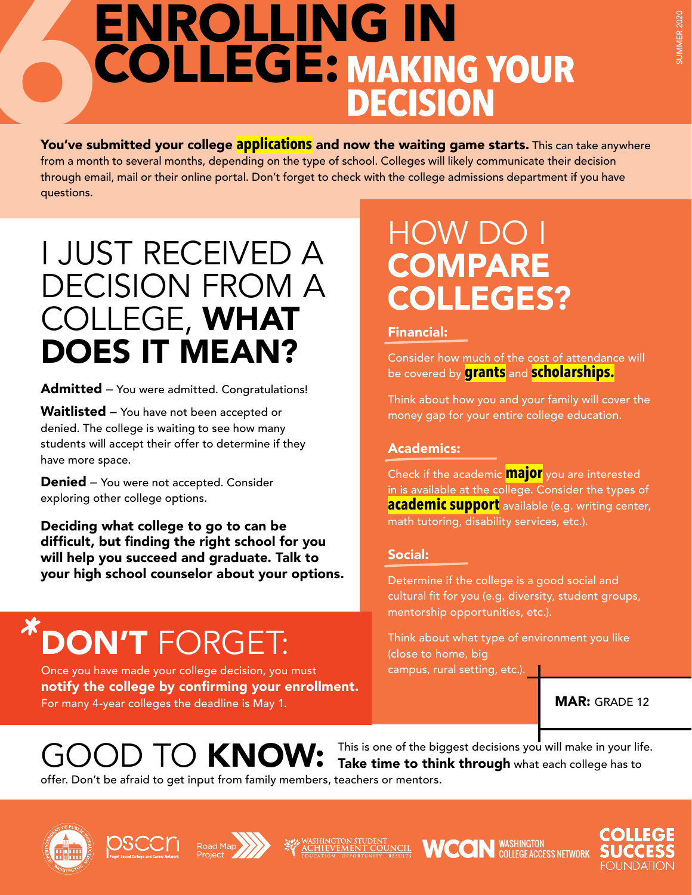# 6 ENROLLING IN COLLEGE: MAKING YOUR DECISION

**You've submitted your college applications and now the waiting game starts.** This can take anywhere from a month to several months, depending on the type of school. Colleges will likely communicate their decision through email, mail or their online portal. Don't forget to check with the college admissions department if you have questions.

## I JUST RECEIVED A DECISION FROM A COLLEGE, WHAT DOES IT MEAN?

**Admitted** – You were admitted. Congratulations!

**Waitlisted** – You have not been accepted or denied. The college is waiting to see how many students will accept their offer to determine if they have more space.

**Denied** – You were not accepted. Consider exploring other college options.

**Deciding what college to go to can be difficult, but finding the right school for you will help you succeed and graduate. Talk to your high school counselor about your options.**

## *DON'T FORGET:

Once you have made your college decision, you must **notify the college by confirming your enrollment.** For many 4-year colleges the deadline is May 1.

## HOW DO I COMPARE COLLEGES?

### Financial:

Consider how much of the cost of attendance will be covered by **grants** and **scholarships.**

Think about how you and your family will cover the money gap for your entire college education.

### Academics:

Check if the academic **major** you are interested in is available at the college. Consider the types of **academic support** available (e.g. writing center, math tutoring, disability services, etc.).

### Social:

Determine if the college is a good social and cultural fit for you (e.g. diversity, student groups, mentorship opportunities, etc.).

Think about what type of environment you like (close to home, big campus, rural setting, etc.).

**MAR:** GRADE 12

## GOOD TO KNOW:

This is one of the biggest decisions you will make in your life. **Take time to think through** what each college has to offer. Don't be afraid to get input from family members, teachers or mentors.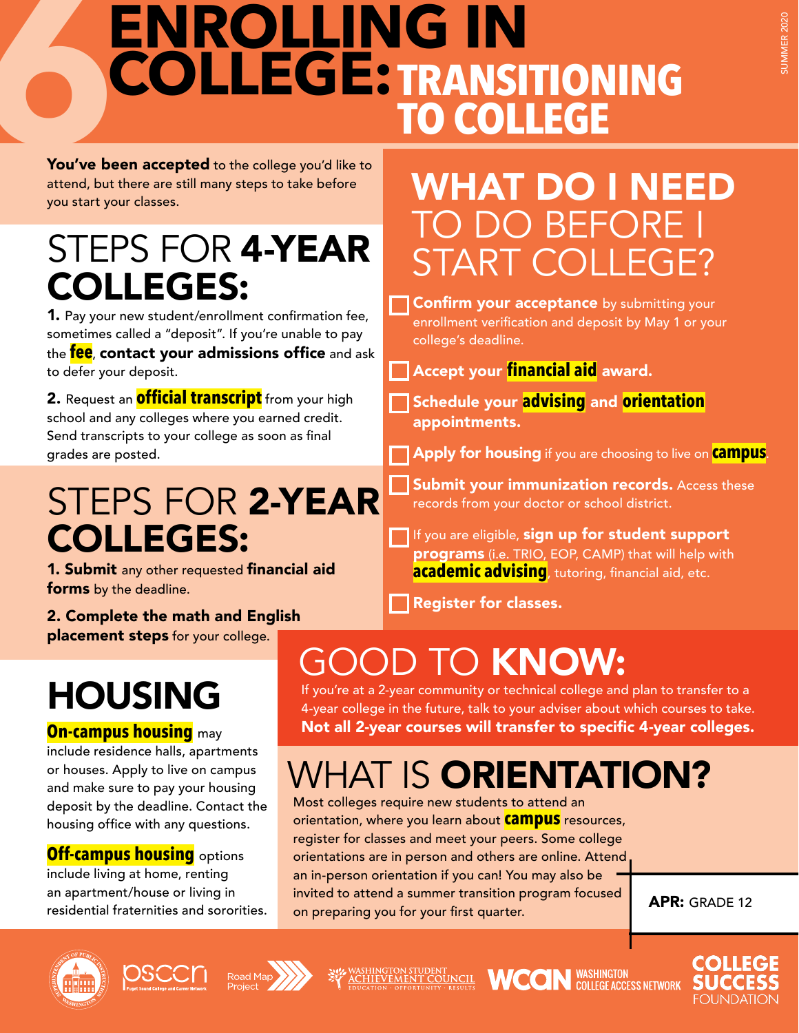# 6 ENROLLING IN COLLEGE: TRANSITIONING TO COLLEGE

SUMMER 2020

**You've been accepted** to the college you'd like to attend, but there are still many steps to take before you start your classes.

## STEPS FOR **4-YEAR COLLEGES:**

**1.** Pay your new student/enrollment confirmation fee, sometimes called a "deposit". If you're unable to pay the **fee**, **contact your admissions office** and ask to defer your deposit.

**2.** Request an **official transcript** from your high school and any colleges where you earned credit. Send transcripts to your college as soon as final grades are posted.

## STEPS FOR **2-YEAR COLLEGES:**

**1. Submit** any other requested **financial aid forms** by the deadline.

**2. Complete the math and English placement steps** for your college.

## HOUSING

**On-campus housing** may include residence halls, apartments or houses. Apply to live on campus and make sure to pay your housing deposit by the deadline. Contact the housing office with any questions.

**Off-campus housing** options include living at home, renting an apartment/house or living in residential fraternities and sororities.

## WHAT DO I NEED TO DO BEFORE I START COLLEGE?

- [ ] **Confirm your acceptance** by submitting your enrollment verification and deposit by May 1 or your college's deadline.
- [ ] **Accept your financial aid award.**
- [ ] **Schedule your advising and orientation appointments.**
- [ ] **Apply for housing** if you are choosing to live on **campus**.
- [ ] **Submit your immunization records.** Access these records from your doctor or school district.
- [ ] If you are eligible, **sign up for student support programs** (i.e. TRIO, EOP, CAMP) that will help with **academic advising**, tutoring, financial aid, etc.
- [ ] **Register for classes.**

## GOOD TO **KNOW:**

If you're at a 2-year community or technical college and plan to transfer to a 4-year college in the future, talk to your adviser about which courses to take. **Not all 2-year courses will transfer to specific 4-year colleges.**

## WHAT IS **ORIENTATION?**

Most colleges require new students to attend an orientation, where you learn about **campus** resources, register for classes and meet your peers. Some college orientations are in person and others are online. Attend an in-person orientation if you can! You may also be invited to attend a summer transition program focused on preparing you for your first quarter.

**APR:** GRADE 12

Superintendent of Public Instruction Washington · psccn Puget Sound College and Career Network · Road Map Project · Washington Student Achievement Council Education · Opportunity · Results · WCAN Washington College Access Network · College Success Foundation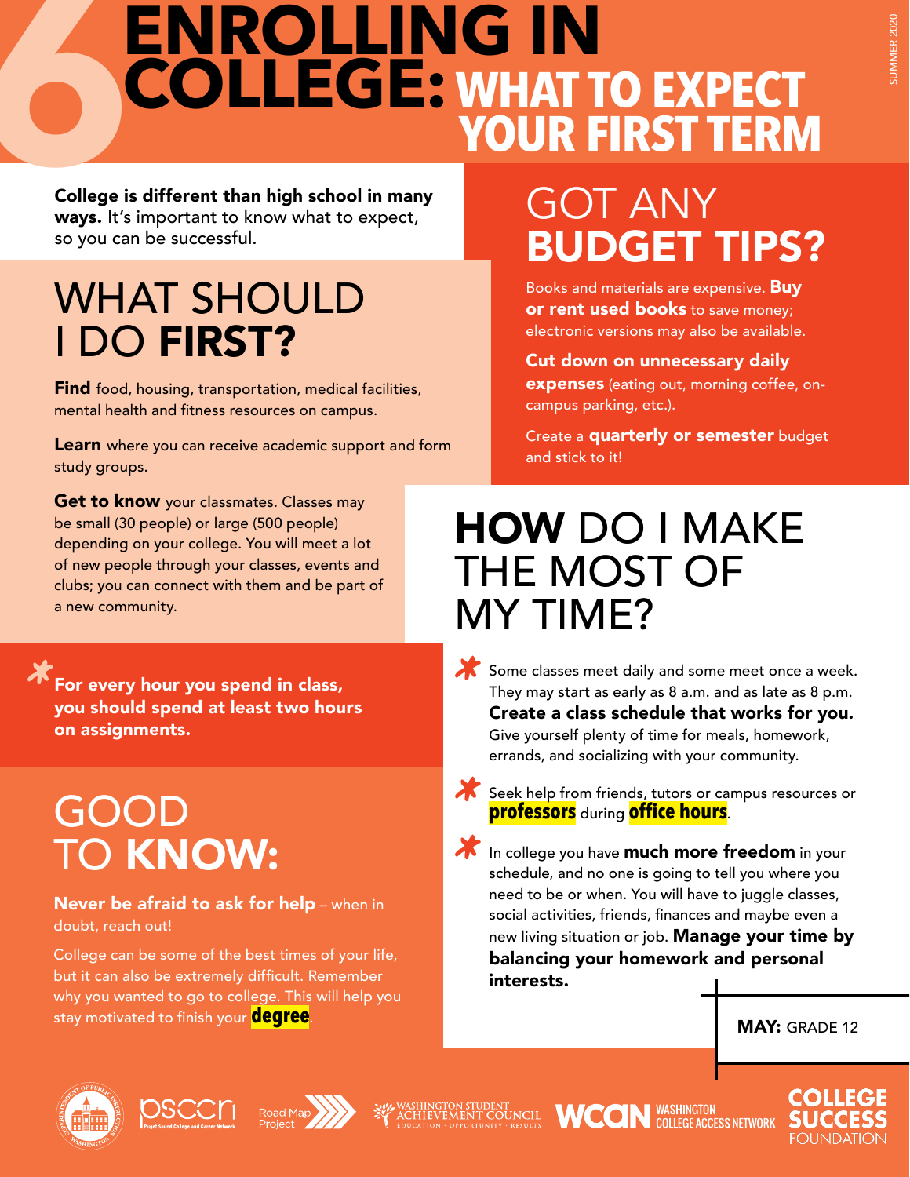# 6 ENROLLING IN COLLEGE: WHAT TO EXPECT YOUR FIRST TERM

**College is different than high school in many ways.** It's important to know what to expect, so you can be successful.

## WHAT SHOULD I DO **FIRST?**

**Find** food, housing, transportation, medical facilities, mental health and fitness resources on campus.

**Learn** where you can receive academic support and form study groups.

**Get to know** your classmates. Classes may be small (30 people) or large (500 people) depending on your college. You will meet a lot of new people through your classes, events and clubs; you can connect with them and be part of a new community.

**For every hour you spend in class, you should spend at least two hours on assignments.**

## GOOD TO **KNOW:**

**Never be afraid to ask for help** – when in doubt, reach out!

College can be some of the best times of your life, but it can also be extremely difficult. Remember why you wanted to go to college. This will help you stay motivated to finish your **degree**.

## GOT ANY **BUDGET TIPS?**

Books and materials are expensive. **Buy or rent used books** to save money; electronic versions may also be available.

**Cut down on unnecessary daily expenses** (eating out, morning coffee, on-campus parking, etc.).

Create a **quarterly or semester** budget and stick to it!

## **HOW** DO I MAKE THE MOST OF MY TIME?

- Some classes meet daily and some meet once a week. They may start as early as 8 a.m. and as late as 8 p.m. **Create a class schedule that works for you.** Give yourself plenty of time for meals, homework, errands, and socializing with your community.
- Seek help from friends, tutors or campus resources or **professors** during **office hours**.
- In college you have **much more freedom** in your schedule, and no one is going to tell you where you need to be or when. You will have to juggle classes, social activities, friends, finances and maybe even a new living situation or job. **Manage your time by balancing your homework and personal interests.**

**MAY:** GRADE 12

SUMMER 2020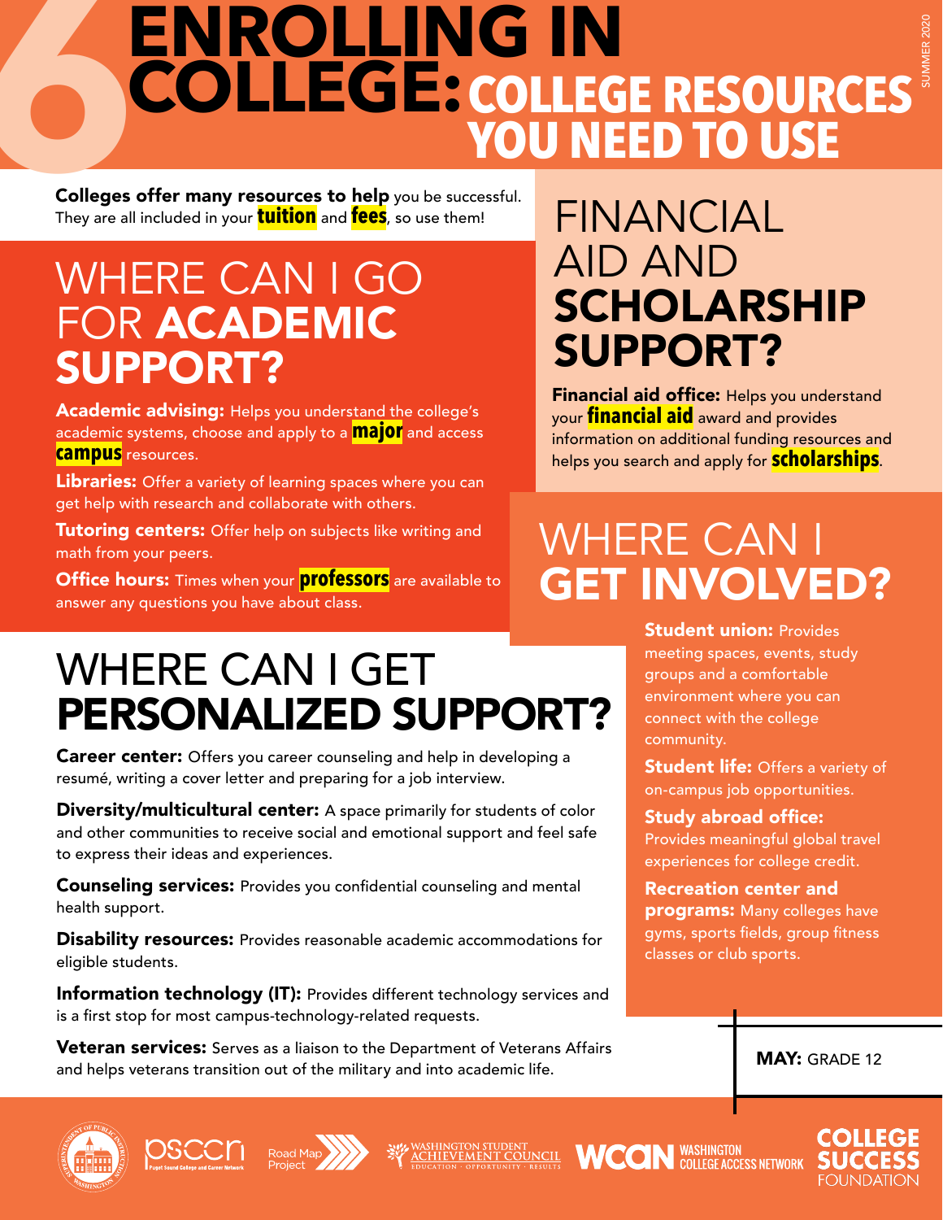# 6 ENROLLING IN COLLEGE: COLLEGE RESOURCES YOU NEED TO USE

SUMMER 2020

**Colleges offer many resources to help** you be successful. They are all included in your **tuition** and **fees**, so use them!

## WHERE CAN I GO FOR **ACADEMIC SUPPORT?**

**Academic advising:** Helps you understand the college's academic systems, choose and apply to a **major** and access **campus** resources.

**Libraries:** Offer a variety of learning spaces where you can get help with research and collaborate with others.

**Tutoring centers:** Offer help on subjects like writing and math from your peers.

**Office hours:** Times when your **professors** are available to answer any questions you have about class.

## WHERE CAN I GET **PERSONALIZED SUPPORT?**

**Career center:** Offers you career counseling and help in developing a resumé, writing a cover letter and preparing for a job interview.

**Diversity/multicultural center:** A space primarily for students of color and other communities to receive social and emotional support and feel safe to express their ideas and experiences.

**Counseling services:** Provides you confidential counseling and mental health support.

**Disability resources:** Provides reasonable academic accommodations for eligible students.

**Information technology (IT):** Provides different technology services and is a first stop for most campus-technology-related requests.

**Veteran services:** Serves as a liaison to the Department of Veterans Affairs and helps veterans transition out of the military and into academic life.

## FINANCIAL AID AND **SCHOLARSHIP SUPPORT?**

**Financial aid office:** Helps you understand your **financial aid** award and provides information on additional funding resources and helps you search and apply for **scholarships**.

## WHERE CAN I **GET INVOLVED?**

**Student union:** Provides meeting spaces, events, study groups and a comfortable environment where you can connect with the college community.

**Student life:** Offers a variety of on-campus job opportunities.

**Study abroad office:** Provides meaningful global travel experiences for college credit.

**Recreation center and programs:** Many colleges have gyms, sports fields, group fitness classes or club sports.

**MAY:** GRADE 12

PSCCN Puget Sound College and Career Network | Road Map Project | Washington Student Achievement Council | WCAN Washington College Access Network | College Success Foundation